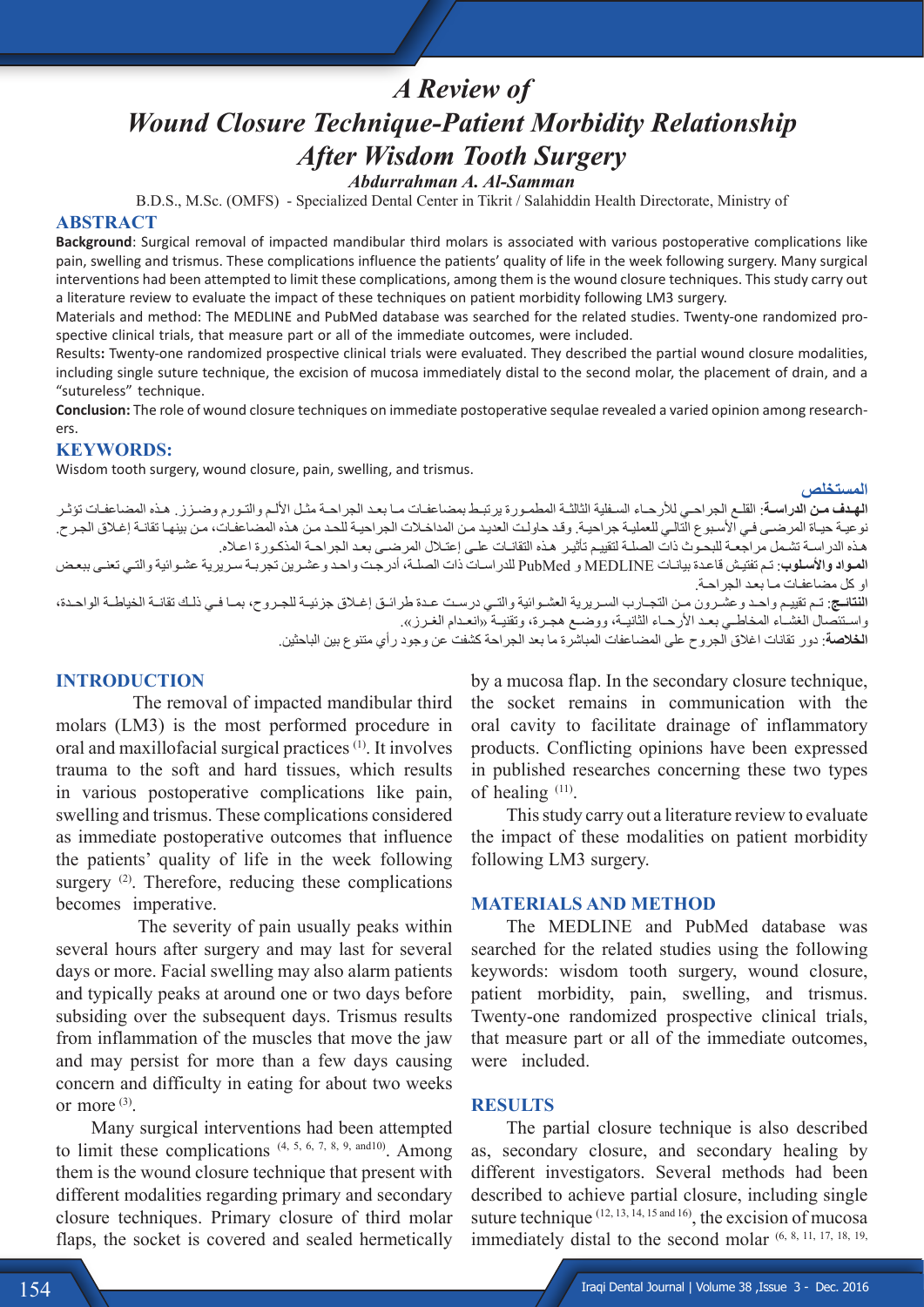# A Review of Wound Closure Technique-Patient Morbidity Relationship After Wisdom Tooth Surgery

**Abdurrahman A. Al-Samman**

B.D.S., M.Sc. (OMFS) - Specialized Dental Center in Tikrit / Salahiddin Health Directorate, Ministry of

## ABSTRACT

**Background**: Surgical removal of impacted mandibular third molars is associated with various postoperative complications like pain, swelling and trismus. These complications influence the patients' quality of life in the week following surgery. Many surgical interventions had been attempted to limit these complications, among them is the wound closure techniques. This study carry out a literature review to evaluate the impact of these techniques on patient morbidity following LM3 surgery.

Materials and method: The MEDLINE and PubMed database was searched for the related studies. Twenty-one randomized prospective clinical trials, that measure part or all of the immediate outcomes, were included.

Results**:** Twenty-one randomized prospective clinical trials were evaluated. They described the partial wound closure modalities, including single suture technique, the excision of mucosa immediately distal to the second molar, the placement of drain, and a "sutureless" technique.

**Conclusion:** The role of wound closure techniques on immediate postoperative sequlae revealed a varied opinion among researchers.

## KEYWORDS:

Wisdom tooth surgery, wound closure, pain, swelling, and trismus.

## المستخلص

**الهدف من الدراسة**: القلع الجراحي للأرحاء السفلية الثالثة المطمورة يرتبط بمضاعفات ما بعد الجراحة مثل الألم والتورم وضزز. هذه المضاعفات تؤثر نوعية حياة المرضى في الأسبوع التالي للعملية جراحية. وقد حاولت العديد من المداخلات الجراحية للحد من هذه المضاعفات، من بينها تقانة إغلاق الجرح. هذه الدراسة تشمل مراجعة للبحوث ذات الصلة لتقييم تأثير هذه التقانات على إعتلال المرضى بعد الجراحة المذكورة اعلاه.

**المواد والأسلوب**: تم تفتيش قاعدة بيانات MEDLINE و PubMed للدراسات ذات الصلة، أدرجت واحد وعشرين تجربة سريرية عشوائية والتي تعنى ببعض او كل مضاعفات ما بعد الجراحة.

**النتائج**: تم تقييم واحد وعشرون من التجارب السريرية العشوائية والتي درست عدة طرائق إغلاق جزئية للجروح، بما في ذلك تقانة الخياطة الواحدة، واستئصال الغشاء المخاطي بعد الأرحاء الثانية، ووضع هجرة، وتقنية «انعدام الغرز».

**الخلاصة**: دور تقانات اغلاق الجروح على المضاعفات المباشرة ما بعد الجراحة كشفت عن وجود رأي متنوع بين الباحثين.

## INTRODUCTION

The removal of impacted mandibular third molars (LM3) is the most performed procedure in oral and maxillofacial surgical practices [1]. It involves trauma to the soft and hard tissues, which results in various postoperative complications like pain, swelling and trismus. These complications considered as immediate postoperative outcomes that influence the patients' quality of life in the week following surgery [2]. Therefore, reducing these complications becomes imperative.

The severity of pain usually peaks within several hours after surgery and may last for several days or more. Facial swelling may also alarm patients and typically peaks at around one or two days before subsiding over the subsequent days. Trismus results from inflammation of the muscles that move the jaw and may persist for more than a few days causing concern and difficulty in eating for about two weeks or more [3].

Many surgical interventions had been attempted to limit these complications [4, 5, 6, 7, 8, 9, and10]. Among them is the wound closure technique that present with different modalities regarding primary and secondary closure techniques. Primary closure of third molar flaps, the socket is covered and sealed hermetically by a mucosa flap. In the secondary closure technique, the socket remains in communication with the oral cavity to facilitate drainage of inflammatory products. Conflicting opinions have been expressed in published researches concerning these two types of healing [11].

This study carry out a literature review to evaluate the impact of these modalities on patient morbidity following LM3 surgery.

## MATERIALS AND METHOD

The MEDLINE and PubMed database was searched for the related studies using the following keywords: wisdom tooth surgery, wound closure, patient morbidity, pain, swelling, and trismus. Twenty-one randomized prospective clinical trials, that measure part or all of the immediate outcomes, were included.

## RESULTS

The partial closure technique is also described as, secondary closure, and secondary healing by different investigators. Several methods had been described to achieve partial closure, including single suture technique [12, 13, 14, 15 and 16], the excision of mucosa immediately distal to the second molar [6, 8, 11, 17, 18, 19,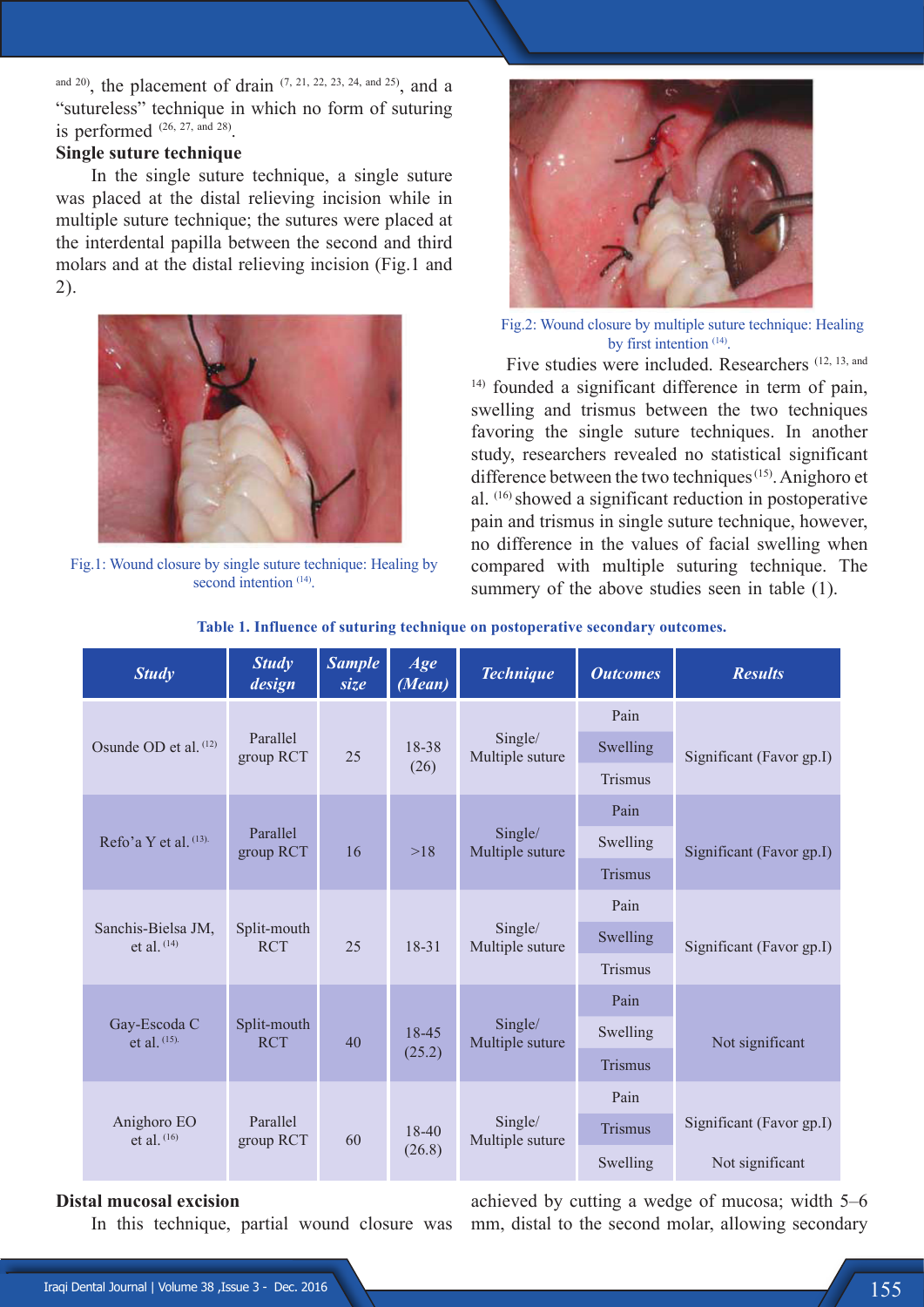and 20), the placement of drain [7, 21, 22, 23, 24, and 25], and a "sutureless" technique in which no form of suturing is performed [26, 27, and 28].

### Single suture technique

In the single suture technique, a single suture was placed at the distal relieving incision while in multiple suture technique; the sutures were placed at the interdental papilla between the second and third molars and at the distal relieving incision (Fig.1 and 2).

Fig.1: Wound closure by single suture technique: Healing by second intention [14].

Fig.2: Wound closure by multiple suture technique: Healing by first intention [14].

Five studies were included. Researchers [12, 13, and 14] founded a significant difference in term of pain, swelling and trismus between the two techniques favoring the single suture techniques. In another study, researchers revealed no statistical significant difference between the two techniques [15]. Anighoro et al. [16] showed a significant reduction in postoperative pain and trismus in single suture technique, however, no difference in the values of facial swelling when compared with multiple suturing technique. The summery of the above studies seen in table (1).

**Table 1. Influence of suturing technique on postoperative secondary outcomes.**

| Study | Study design | Sample size | Age (Mean) | Technique | Outcomes | Results |
|---|---|---|---|---|---|---|
| Osunde OD et al. [12] | Parallel group RCT | 25 | 18-38 (26) | Single/ Multiple suture | Pain | Significant (Favor gp.I) |
| | | | | | Swelling | |
| | | | | | Trismus | |
| Refo'a Y et al. [13] | Parallel group RCT | 16 | >18 | Single/ Multiple suture | Pain | Significant (Favor gp.I) |
| | | | | | Swelling | |
| | | | | | Trismus | |
| Sanchis-Bielsa JM, et al. [14] | Split-mouth RCT | 25 | 18-31 | Single/ Multiple suture | Pain | Significant (Favor gp.I) |
| | | | | | Swelling | |
| | | | | | Trismus | |
| Gay-Escoda C et al. [15] | Split-mouth RCT | 40 | 18-45 (25.2) | Single/ Multiple suture | Pain | Not significant |
| | | | | | Swelling | |
| | | | | | Trismus | |
| Anighoro EO et al. [16] | Parallel group RCT | 60 | 18-40 (26.8) | Single/ Multiple suture | Pain | Significant (Favor gp.I) |
| | | | | | Trismus | |
| | | | | | Swelling | Not significant |

### Distal mucosal excision

In this technique, partial wound closure was achieved by cutting a wedge of mucosa; width 5–6 mm, distal to the second molar, allowing secondary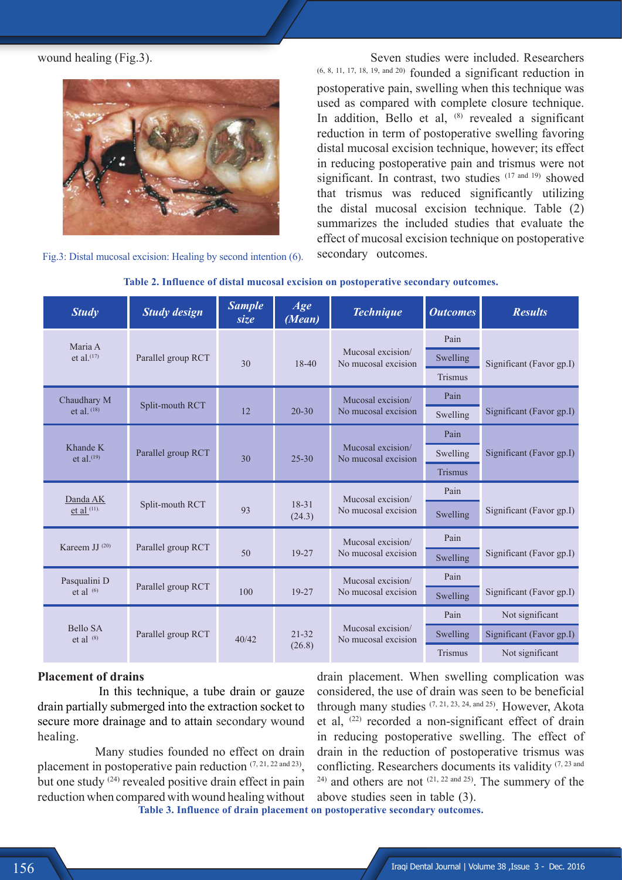wound healing (Fig.3).

Fig.3: Distal mucosal excision: Healing by second intention (6).

Seven studies were included. Researchers [6, 8, 11, 17, 18, 19, and 20] founded a significant reduction in postoperative pain, swelling when this technique was used as compared with complete closure technique. In addition, Bello et al, [8] revealed a significant reduction in term of postoperative swelling favoring distal mucosal excision technique, however; its effect in reducing postoperative pain and trismus were not significant. In contrast, two studies [17 and 19] showed that trismus was reduced significantly utilizing the distal mucosal excision technique. Table (2) summarizes the included studies that evaluate the effect of mucosal excision technique on postoperative secondary outcomes.

**Table 2. Influence of distal mucosal excision on postoperative secondary outcomes.**

| Study | Study design | Sample size | Age (Mean) | Technique | Outcomes | Results |
|---|---|---|---|---|---|---|
| Maria A et al.[17] | Parallel group RCT | 30 | 18-40 | Mucosal excision/ No mucosal excision | Pain, Swelling, Trismus | Significant (Favor gp.I) |
| Chaudhary M et al.[18] | Split-mouth RCT | 12 | 20-30 | Mucosal excision/ No mucosal excision | Pain, Swelling | Significant (Favor gp.I) |
| Khande K et al.[19] | Parallel group RCT | 30 | 25-30 | Mucosal excision/ No mucosal excision | Pain, Swelling, Trismus | Significant (Favor gp.I) |
| Danda AK et al [11] | Split-mouth RCT | 93 | 18-31 (24.3) | Mucosal excision/ No mucosal excision | Pain, Swelling | Significant (Favor gp.I) |
| Kareem JJ [20] | Parallel group RCT | 50 | 19-27 | Mucosal excision/ No mucosal excision | Pain, Swelling | Significant (Favor gp.I) |
| Pasqualini D et al [6] | Parallel group RCT | 100 | 19-27 | Mucosal excision/ No mucosal excision | Pain, Swelling | Significant (Favor gp.I) |
| Bello SA et al [8] | Parallel group RCT | 40/42 | 21-32 (26.8) | Mucosal excision/ No mucosal excision | Pain | Not significant |
| | | | | | Swelling | Significant (Favor gp.I) |
| | | | | | Trismus | Not significant |

**Placement of drains**

In this technique, a tube drain or gauze drain partially submerged into the extraction socket to secure more drainage and to attain secondary wound healing.

Many studies founded no effect on drain placement in postoperative pain reduction [7, 21, 22 and 23], but one study [24] revealed positive drain effect in pain reduction when compared with wound healing without drain placement. When swelling complication was considered, the use of drain was seen to be beneficial through many studies [7, 21, 23, 24, and 25]. However, Akota et al, [22] recorded a non-significant effect of drain in reducing postoperative swelling. The effect of drain in the reduction of postoperative trismus was conflicting. Researchers documents its validity [7, 23 and 24] and others are not [21, 22 and 25]. The summery of the above studies seen in table (3).

**Table 3. Influence of drain placement on postoperative secondary outcomes.**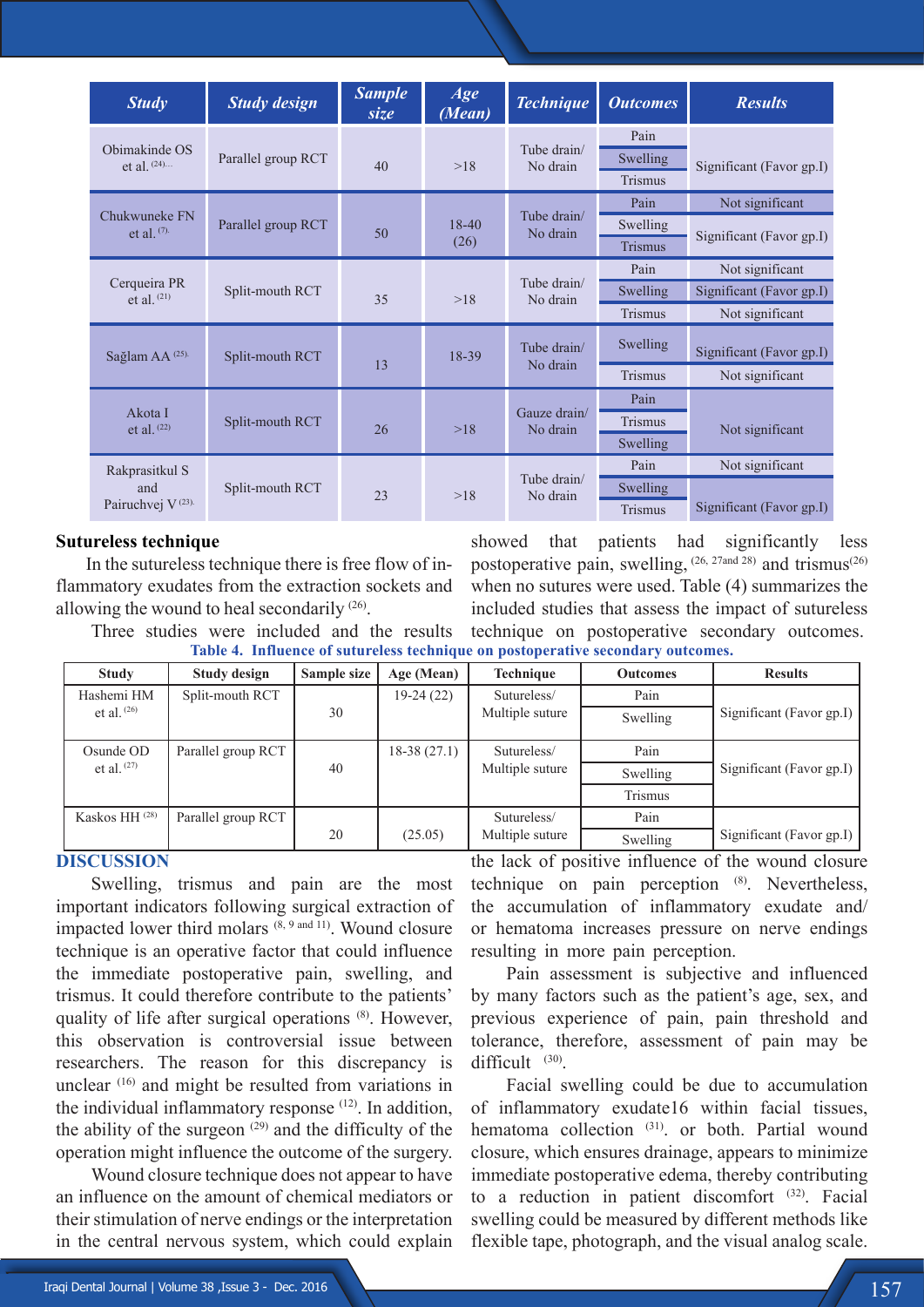| Study | Study design | Sample size | Age (Mean) | Technique | Outcomes | Results |
|---|---|---|---|---|---|---|
| Obimakinde OS et al. [24] | Parallel group RCT | 40 | >18 | Tube drain/ No drain | Pain | Significant (Favor gp.I) |
| | | | | | Swelling | |
| | | | | | Trismus | |
| Chukwuneke FN et al. [7] | Parallel group RCT | 50 | 18-40 (26) | Tube drain/ No drain | Pain | Not significant |
| | | | | | Swelling | Significant (Favor gp.I) |
| | | | | | Trismus | |
| Cerqueira PR et al. [21] | Split-mouth RCT | 35 | >18 | Tube drain/ No drain | Pain | Not significant |
| | | | | | Swelling | Significant (Favor gp.I) |
| | | | | | Trismus | Not significant |
| Sağlam AA [25] | Split-mouth RCT | 13 | 18-39 | Tube drain/ No drain | Swelling | Significant (Favor gp.I) |
| | | | | | Trismus | Not significant |
| Akota I et al. [22] | Split-mouth RCT | 26 | >18 | Gauze drain/ No drain | Pain | Not significant |
| | | | | | Trismus | |
| | | | | | Swelling | |
| Rakprasitkul S and Pairuchvej V [23] | Split-mouth RCT | 23 | >18 | Tube drain/ No drain | Pain | Not significant |
| | | | | | Swelling | Significant (Favor gp.I) |
| | | | | | Trismus | |

### Sutureless technique

In the sutureless technique there is free flow of inflammatory exudates from the extraction sockets and allowing the wound to heal secondarily [26].

Three studies were included and the results showed that patients had significantly less postoperative pain, swelling, [26, 27and 28] and trismus[26] when no sutures were used. Table (4) summarizes the included studies that assess the impact of sutureless technique on postoperative secondary outcomes.

**Table 4. Influence of sutureless technique on postoperative secondary outcomes.**

| Study | Study design | Sample size | Age (Mean) | Technique | Outcomes | Results |
|---|---|---|---|---|---|---|
| Hashemi HM et al. [26] | Split-mouth RCT | 30 | 19-24 (22) | Sutureless/ Multiple suture | Pain | Significant (Favor gp.I) |
| | | | | | Swelling | |
| Osunde OD et al. [27] | Parallel group RCT | 40 | 18-38 (27.1) | Sutureless/ Multiple suture | Pain | Significant (Favor gp.I) |
| | | | | | Swelling | |
| | | | | | Trismus | |
| Kaskos HH [28] | Parallel group RCT | 20 | (25.05) | Sutureless/ Multiple suture | Pain | Significant (Favor gp.I) |
| | | | | | Swelling | |

## DISCUSSION

Swelling, trismus and pain are the most important indicators following surgical extraction of impacted lower third molars [8, 9 and 11]. Wound closure technique is an operative factor that could influence the immediate postoperative pain, swelling, and trismus. It could therefore contribute to the patients' quality of life after surgical operations [8]. However, this observation is controversial issue between researchers. The reason for this discrepancy is unclear [16] and might be resulted from variations in the individual inflammatory response [12]. In addition, the ability of the surgeon [29] and the difficulty of the operation might influence the outcome of the surgery.

Wound closure technique does not appear to have an influence on the amount of chemical mediators or their stimulation of nerve endings or the interpretation in the central nervous system, which could explain the lack of positive influence of the wound closure technique on pain perception [8]. Nevertheless, the accumulation of inflammatory exudate and/or hematoma increases pressure on nerve endings resulting in more pain perception.

Pain assessment is subjective and influenced by many factors such as the patient's age, sex, and previous experience of pain, pain threshold and tolerance, therefore, assessment of pain may be difficult [30].

Facial swelling could be due to accumulation of inflammatory exudate16 within facial tissues, hematoma collection [31]. or both. Partial wound closure, which ensures drainage, appears to minimize immediate postoperative edema, thereby contributing to a reduction in patient discomfort [32]. Facial swelling could be measured by different methods like flexible tape, photograph, and the visual analog scale.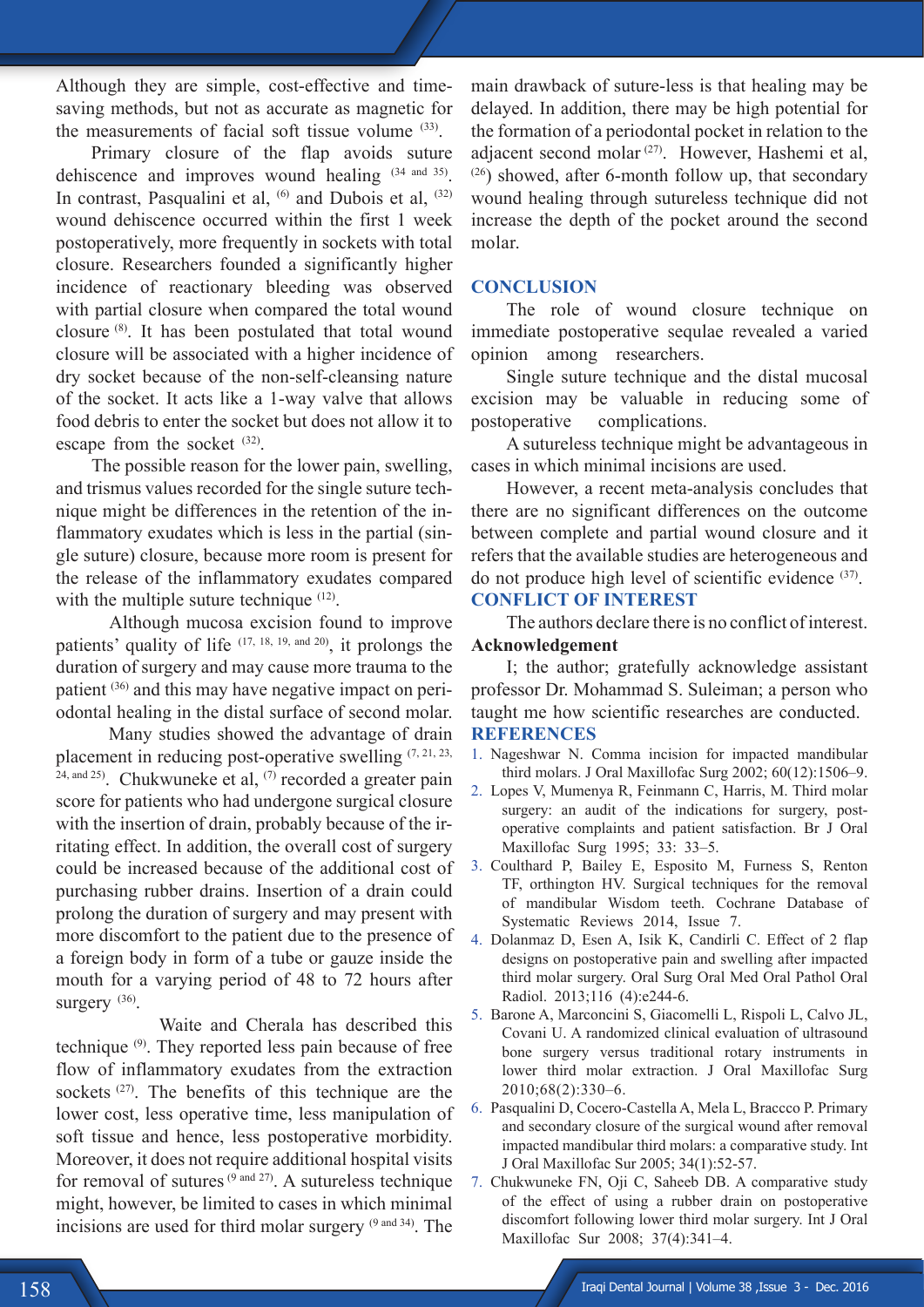Although they are simple, cost-effective and time-saving methods, but not as accurate as magnetic for the measurements of facial soft tissue volume [33].

Primary closure of the flap avoids suture dehiscence and improves wound healing [34 and 35]. In contrast, Pasqualini et al, [6] and Dubois et al, [32] wound dehiscence occurred within the first 1 week postoperatively, more frequently in sockets with total closure. Researchers founded a significantly higher incidence of reactionary bleeding was observed with partial closure when compared the total wound closure [8]. It has been postulated that total wound closure will be associated with a higher incidence of dry socket because of the non-self-cleansing nature of the socket. It acts like a 1-way valve that allows food debris to enter the socket but does not allow it to escape from the socket [32].

The possible reason for the lower pain, swelling, and trismus values recorded for the single suture technique might be differences in the retention of the inflammatory exudates which is less in the partial (single suture) closure, because more room is present for the release of the inflammatory exudates compared with the multiple suture technique [12].

Although mucosa excision found to improve patients' quality of life [17, 18, 19, and 20], it prolongs the duration of surgery and may cause more trauma to the patient [36] and this may have negative impact on periodontal healing in the distal surface of second molar.

Many studies showed the advantage of drain placement in reducing post-operative swelling [7, 21, 23, 24, and 25]. Chukwuneke et al, [7] recorded a greater pain score for patients who had undergone surgical closure with the insertion of drain, probably because of the irritating effect. In addition, the overall cost of surgery could be increased because of the additional cost of purchasing rubber drains. Insertion of a drain could prolong the duration of surgery and may present with more discomfort to the patient due to the presence of a foreign body in form of a tube or gauze inside the mouth for a varying period of 48 to 72 hours after surgery [36].

Waite and Cherala has described this technique [9]. They reported less pain because of free flow of inflammatory exudates from the extraction sockets [27]. The benefits of this technique are the lower cost, less operative time, less manipulation of soft tissue and hence, less postoperative morbidity. Moreover, it does not require additional hospital visits for removal of sutures [9 and 27]. A sutureless technique might, however, be limited to cases in which minimal incisions are used for third molar surgery [9 and 34]. The main drawback of suture-less is that healing may be delayed. In addition, there may be high potential for the formation of a periodontal pocket in relation to the adjacent second molar [27]. However, Hashemi et al, [26]) showed, after 6-month follow up, that secondary wound healing through sutureless technique did not increase the depth of the pocket around the second molar.

## CONCLUSION

The role of wound closure technique on immediate postoperative sequlae revealed a varied opinion among researchers.

Single suture technique and the distal mucosal excision may be valuable in reducing some of postoperative complications.

A sutureless technique might be advantageous in cases in which minimal incisions are used.

However, a recent meta-analysis concludes that there are no significant differences on the outcome between complete and partial wound closure and it refers that the available studies are heterogeneous and do not produce high level of scientific evidence [37].

## CONFLICT OF INTEREST

The authors declare there is no conflict of interest.

**Acknowledgement**

I; the author; gratefully acknowledge assistant professor Dr. Mohammad S. Suleiman; a person who taught me how scientific researches are conducted.

## REFERENCES

1. Nageshwar N. Comma incision for impacted mandibular third molars. J Oral Maxillofac Surg 2002; 60(12):1506–9.
2. Lopes V, Mumenya R, Feinmann C, Harris, M. Third molar surgery: an audit of the indications for surgery, post-operative complaints and patient satisfaction. Br J Oral Maxillofac Surg 1995; 33: 33–5.
3. Coulthard P, Bailey E, Esposito M, Furness S, Renton TF, orthington HV. Surgical techniques for the removal of mandibular Wisdom teeth. Cochrane Database of Systematic Reviews 2014, Issue 7.
4. Dolanmaz D, Esen A, Isik K, Candirli C. Effect of 2 flap designs on postoperative pain and swelling after impacted third molar surgery. Oral Surg Oral Med Oral Pathol Oral Radiol. 2013;116 (4):e244-6.
5. Barone A, Marconcini S, Giacomelli L, Rispoli L, Calvo JL, Covani U. A randomized clinical evaluation of ultrasound bone surgery versus traditional rotary instruments in lower third molar extraction. J Oral Maxillofac Surg 2010;68(2):330–6.
6. Pasqualini D, Cocero-Castella A, Mela L, Braccco P. Primary and secondary closure of the surgical wound after removal impacted mandibular third molars: a comparative study. Int J Oral Maxillofac Sur 2005; 34(1):52-57.
7. Chukwuneke FN, Oji C, Saheeb DB. A comparative study of the effect of using a rubber drain on postoperative discomfort following lower third molar surgery. Int J Oral Maxillofac Sur 2008; 37(4):341–4.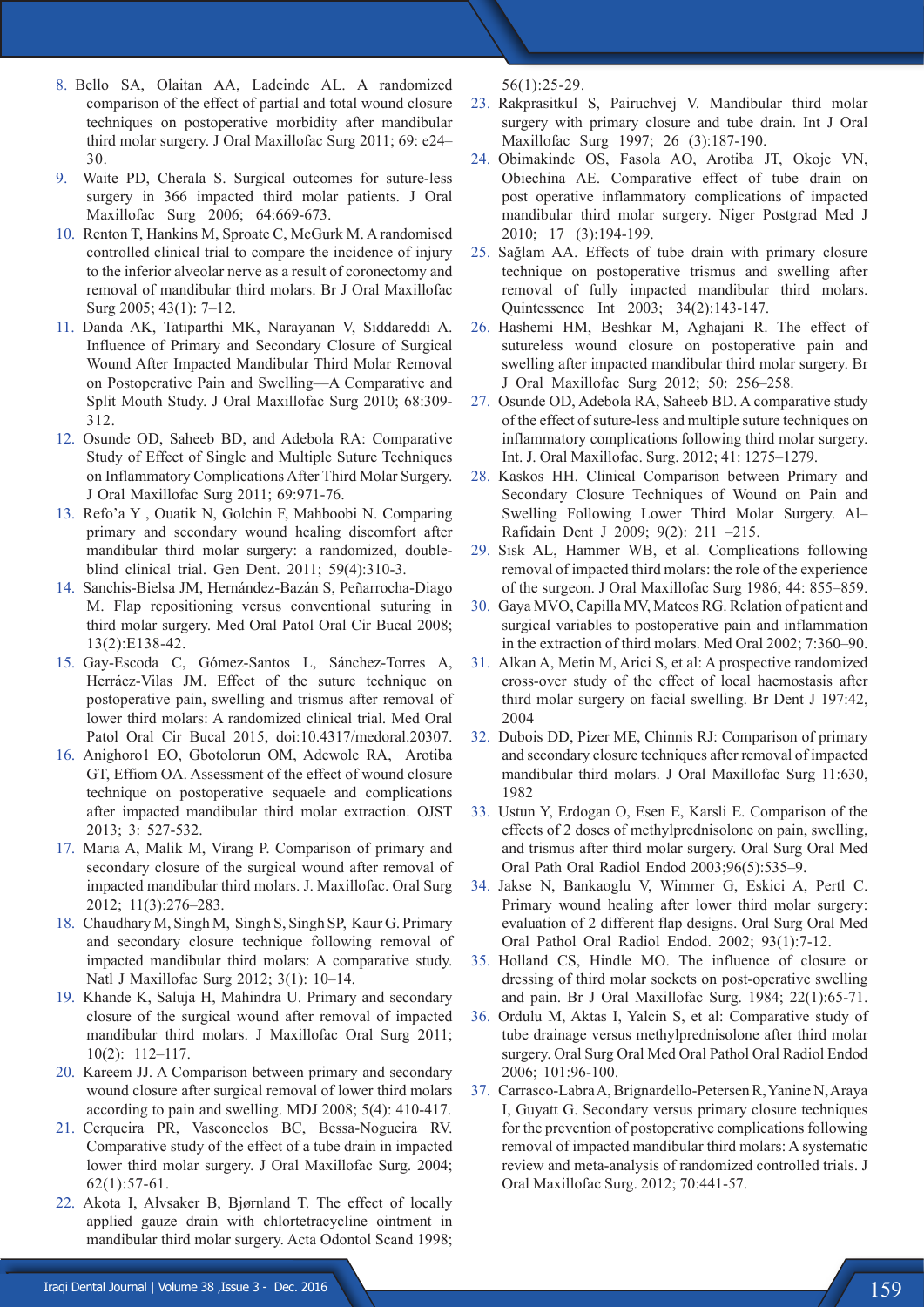8. Bello SA, Olaitan AA, Ladeinde AL. A randomized comparison of the effect of partial and total wound closure techniques on postoperative morbidity after mandibular third molar surgery. J Oral Maxillofac Surg 2011; 69: e24–30.
9. Waite PD, Cherala S. Surgical outcomes for suture-less surgery in 366 impacted third molar patients. J Oral Maxillofac Surg 2006; 64:669-673.
10. Renton T, Hankins M, Sproate C, McGurk M. A randomised controlled clinical trial to compare the incidence of injury to the inferior alveolar nerve as a result of coronectomy and removal of mandibular third molars. Br J Oral Maxillofac Surg 2005; 43(1): 7–12.
11. Danda AK, Tatiparthi MK, Narayanan V, Siddareddi A. Influence of Primary and Secondary Closure of Surgical Wound After Impacted Mandibular Third Molar Removal on Postoperative Pain and Swelling—A Comparative and Split Mouth Study. J Oral Maxillofac Surg 2010; 68:309-312.
12. Osunde OD, Saheeb BD, and Adebola RA: Comparative Study of Effect of Single and Multiple Suture Techniques on Inflammatory Complications After Third Molar Surgery. J Oral Maxillofac Surg 2011; 69:971-76.
13. Refo'a Y , Ouatik N, Golchin F, Mahboobi N. Comparing primary and secondary wound healing discomfort after mandibular third molar surgery: a randomized, double-blind clinical trial. Gen Dent. 2011; 59(4):310-3.
14. Sanchis-Bielsa JM, Hernández-Bazán S, Peñarrocha-Diago M. Flap repositioning versus conventional suturing in third molar surgery. Med Oral Patol Oral Cir Bucal 2008; 13(2):E138-42.
15. Gay-Escoda C, Gómez-Santos L, Sánchez-Torres A, Herráez-Vilas JM. Effect of the suture technique on postoperative pain, swelling and trismus after removal of lower third molars: A randomized clinical trial. Med Oral Patol Oral Cir Bucal 2015, doi:10.4317/medoral.20307.
16. Anighoro1 EO, Gbotolorun OM, Adewole RA, Arotiba GT, Effiom OA. Assessment of the effect of wound closure technique on postoperative sequaele and complications after impacted mandibular third molar extraction. OJST 2013; 3: 527-532.
17. Maria A, Malik M, Virang P. Comparison of primary and secondary closure of the surgical wound after removal of impacted mandibular third molars. J. Maxillofac. Oral Surg 2012; 11(3):276–283.
18. Chaudhary M, Singh M, Singh S, Singh SP, Kaur G. Primary and secondary closure technique following removal of impacted mandibular third molars: A comparative study. Natl J Maxillofac Surg 2012; 3(1): 10–14.
19. Khande K, Saluja H, Mahindra U. Primary and secondary closure of the surgical wound after removal of impacted mandibular third molars. J Maxillofac Oral Surg 2011; 10(2): 112–117.
20. Kareem JJ. A Comparison between primary and secondary wound closure after surgical removal of lower third molars according to pain and swelling. MDJ 2008; 5(4): 410-417.
21. Cerqueira PR, Vasconcelos BC, Bessa-Nogueira RV. Comparative study of the effect of a tube drain in impacted lower third molar surgery. J Oral Maxillofac Surg. 2004; 62(1):57-61.
22. Akota I, Alvsaker B, Bjørnland T. The effect of locally applied gauze drain with chlortetracycline ointment in mandibular third molar surgery. Acta Odontol Scand 1998; 56(1):25-29.
23. Rakprasitkul S, Pairuchvej V. Mandibular third molar surgery with primary closure and tube drain. Int J Oral Maxillofac Surg 1997; 26 (3):187-190.
24. Obimakinde OS, Fasola AO, Arotiba JT, Okoje VN, Obiechina AE. Comparative effect of tube drain on post operative inflammatory complications of impacted mandibular third molar surgery. Niger Postgrad Med J 2010; 17 (3):194-199.
25. Sağlam AA. Effects of tube drain with primary closure technique on postoperative trismus and swelling after removal of fully impacted mandibular third molars. Quintessence Int 2003; 34(2):143-147.
26. Hashemi HM, Beshkar M, Aghajani R. The effect of sutureless wound closure on postoperative pain and swelling after impacted mandibular third molar surgery. Br J Oral Maxillofac Surg 2012; 50: 256–258.
27. Osunde OD, Adebola RA, Saheeb BD. A comparative study of the effect of suture-less and multiple suture techniques on inflammatory complications following third molar surgery. Int. J. Oral Maxillofac. Surg. 2012; 41: 1275–1279.
28. Kaskos HH. Clinical Comparison between Primary and Secondary Closure Techniques of Wound on Pain and Swelling Following Lower Third Molar Surgery. Al–Rafidain Dent J 2009; 9(2): 211 –215.
29. Sisk AL, Hammer WB, et al. Complications following removal of impacted third molars: the role of the experience of the surgeon. J Oral Maxillofac Surg 1986; 44: 855–859.
30. Gaya MVO, Capilla MV, Mateos RG. Relation of patient and surgical variables to postoperative pain and inflammation in the extraction of third molars. Med Oral 2002; 7:360–90.
31. Alkan A, Metin M, Arici S, et al: A prospective randomized cross-over study of the effect of local haemostasis after third molar surgery on facial swelling. Br Dent J 197:42, 2004
32. Dubois DD, Pizer ME, Chinnis RJ: Comparison of primary and secondary closure techniques after removal of impacted mandibular third molars. J Oral Maxillofac Surg 11:630, 1982
33. Ustun Y, Erdogan O, Esen E, Karsli E. Comparison of the effects of 2 doses of methylprednisolone on pain, swelling, and trismus after third molar surgery. Oral Surg Oral Med Oral Path Oral Radiol Endod 2003;96(5):535–9.
34. Jakse N, Bankaoglu V, Wimmer G, Eskici A, Pertl C. Primary wound healing after lower third molar surgery: evaluation of 2 different flap designs. Oral Surg Oral Med Oral Pathol Oral Radiol Endod. 2002; 93(1):7-12.
35. Holland CS, Hindle MO. The influence of closure or dressing of third molar sockets on post-operative swelling and pain. Br J Oral Maxillofac Surg. 1984; 22(1):65-71.
36. Ordulu M, Aktas I, Yalcin S, et al: Comparative study of tube drainage versus methylprednisolone after third molar surgery. Oral Surg Oral Med Oral Pathol Oral Radiol Endod 2006; 101:96-100.
37. Carrasco-Labra A, Brignardello-Petersen R, Yanine N, Araya I, Guyatt G. Secondary versus primary closure techniques for the prevention of postoperative complications following removal of impacted mandibular third molars: A systematic review and meta-analysis of randomized controlled trials. J Oral Maxillofac Surg. 2012; 70:441-57.